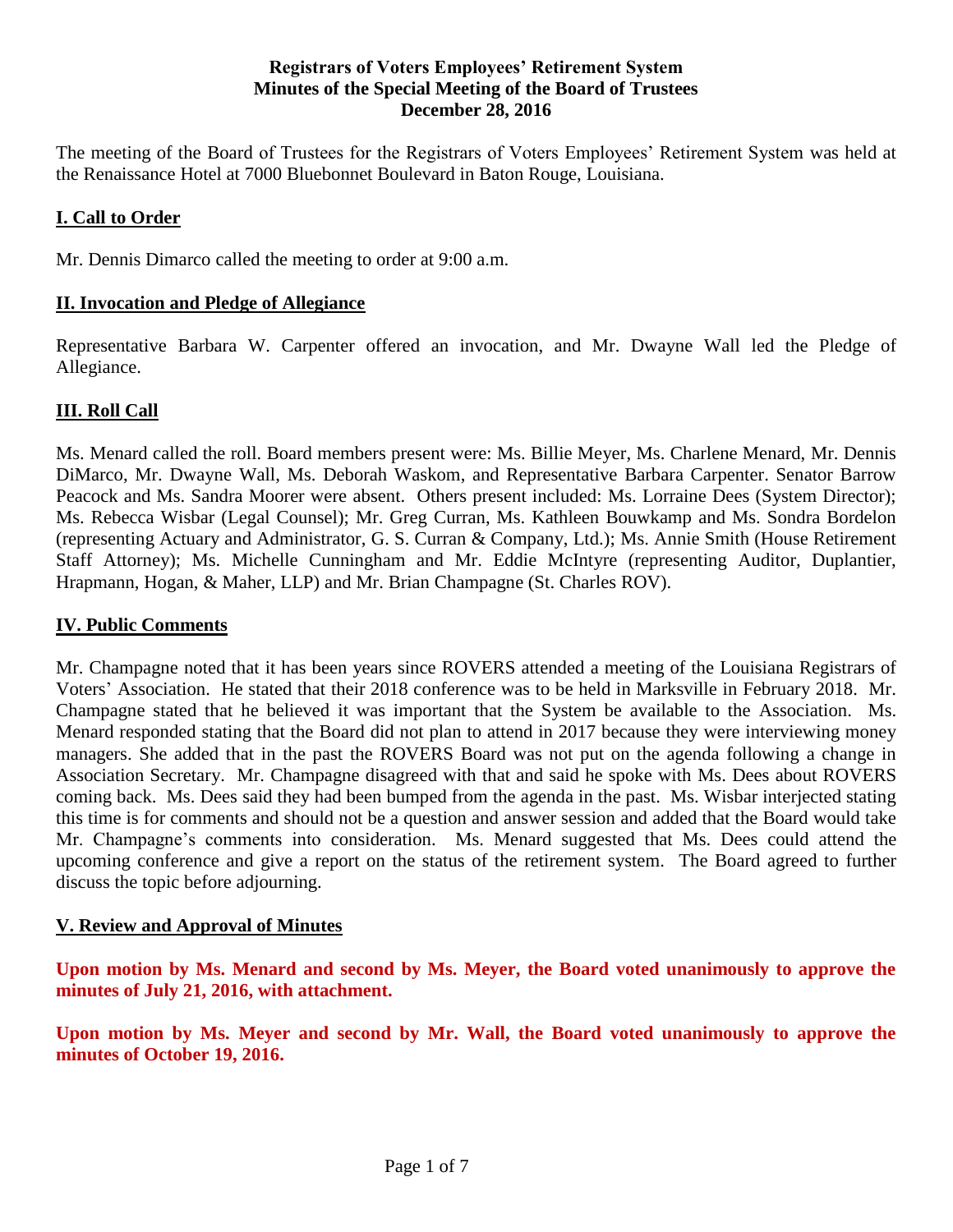**Registrars of Voters Employees' Retirement System**
**Minutes of the Special Meeting of the Board of Trustees**
**December 28, 2016**

The meeting of the Board of Trustees for the Registrars of Voters Employees' Retirement System was held at the Renaissance Hotel at 7000 Bluebonnet Boulevard in Baton Rouge, Louisiana.

## I. Call to Order

Mr. Dennis Dimarco called the meeting to order at 9:00 a.m.

## II. Invocation and Pledge of Allegiance

Representative Barbara W. Carpenter offered an invocation, and Mr. Dwayne Wall led the Pledge of Allegiance.

## III. Roll Call

Ms. Menard called the roll. Board members present were: Ms. Billie Meyer, Ms. Charlene Menard, Mr. Dennis DiMarco, Mr. Dwayne Wall, Ms. Deborah Waskom, and Representative Barbara Carpenter. Senator Barrow Peacock and Ms. Sandra Moorer were absent. Others present included: Ms. Lorraine Dees (System Director); Ms. Rebecca Wisbar (Legal Counsel); Mr. Greg Curran, Ms. Kathleen Bouwkamp and Ms. Sondra Bordelon (representing Actuary and Administrator, G. S. Curran & Company, Ltd.); Ms. Annie Smith (House Retirement Staff Attorney); Ms. Michelle Cunningham and Mr. Eddie McIntyre (representing Auditor, Duplantier, Hrapmann, Hogan, & Maher, LLP) and Mr. Brian Champagne (St. Charles ROV).

## IV. Public Comments

Mr. Champagne noted that it has been years since ROVERS attended a meeting of the Louisiana Registrars of Voters' Association. He stated that their 2018 conference was to be held in Marksville in February 2018. Mr. Champagne stated that he believed it was important that the System be available to the Association. Ms. Menard responded stating that the Board did not plan to attend in 2017 because they were interviewing money managers. She added that in the past the ROVERS Board was not put on the agenda following a change in Association Secretary. Mr. Champagne disagreed with that and said he spoke with Ms. Dees about ROVERS coming back. Ms. Dees said they had been bumped from the agenda in the past. Ms. Wisbar interjected stating this time is for comments and should not be a question and answer session and added that the Board would take Mr. Champagne's comments into consideration. Ms. Menard suggested that Ms. Dees could attend the upcoming conference and give a report on the status of the retirement system. The Board agreed to further discuss the topic before adjourning.

## V. Review and Approval of Minutes

**Upon motion by Ms. Menard and second by Ms. Meyer, the Board voted unanimously to approve the minutes of July 21, 2016, with attachment.**

**Upon motion by Ms. Meyer and second by Mr. Wall, the Board voted unanimously to approve the minutes of October 19, 2016.**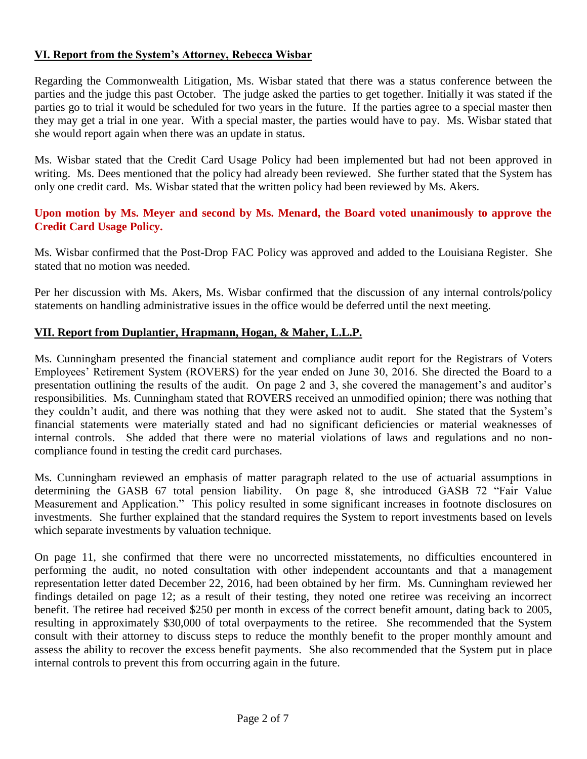## VI. Report from the System's Attorney, Rebecca Wisbar

Regarding the Commonwealth Litigation, Ms. Wisbar stated that there was a status conference between the parties and the judge this past October. The judge asked the parties to get together. Initially it was stated if the parties go to trial it would be scheduled for two years in the future. If the parties agree to a special master then they may get a trial in one year. With a special master, the parties would have to pay. Ms. Wisbar stated that she would report again when there was an update in status.

Ms. Wisbar stated that the Credit Card Usage Policy had been implemented but had not been approved in writing. Ms. Dees mentioned that the policy had already been reviewed. She further stated that the System has only one credit card. Ms. Wisbar stated that the written policy had been reviewed by Ms. Akers.

**Upon motion by Ms. Meyer and second by Ms. Menard, the Board voted unanimously to approve the Credit Card Usage Policy.**

Ms. Wisbar confirmed that the Post-Drop FAC Policy was approved and added to the Louisiana Register. She stated that no motion was needed.

Per her discussion with Ms. Akers, Ms. Wisbar confirmed that the discussion of any internal controls/policy statements on handling administrative issues in the office would be deferred until the next meeting.

## VII. Report from Duplantier, Hrapmann, Hogan, & Maher, L.L.P.

Ms. Cunningham presented the financial statement and compliance audit report for the Registrars of Voters Employees' Retirement System (ROVERS) for the year ended on June 30, 2016. She directed the Board to a presentation outlining the results of the audit. On page 2 and 3, she covered the management's and auditor's responsibilities. Ms. Cunningham stated that ROVERS received an unmodified opinion; there was nothing that they couldn't audit, and there was nothing that they were asked not to audit. She stated that the System's financial statements were materially stated and had no significant deficiencies or material weaknesses of internal controls. She added that there were no material violations of laws and regulations and no non-compliance found in testing the credit card purchases.

Ms. Cunningham reviewed an emphasis of matter paragraph related to the use of actuarial assumptions in determining the GASB 67 total pension liability. On page 8, she introduced GASB 72 "Fair Value Measurement and Application." This policy resulted in some significant increases in footnote disclosures on investments. She further explained that the standard requires the System to report investments based on levels which separate investments by valuation technique.

On page 11, she confirmed that there were no uncorrected misstatements, no difficulties encountered in performing the audit, no noted consultation with other independent accountants and that a management representation letter dated December 22, 2016, had been obtained by her firm. Ms. Cunningham reviewed her findings detailed on page 12; as a result of their testing, they noted one retiree was receiving an incorrect benefit. The retiree had received $250 per month in excess of the correct benefit amount, dating back to 2005, resulting in approximately $30,000 of total overpayments to the retiree. She recommended that the System consult with their attorney to discuss steps to reduce the monthly benefit to the proper monthly amount and assess the ability to recover the excess benefit payments. She also recommended that the System put in place internal controls to prevent this from occurring again in the future.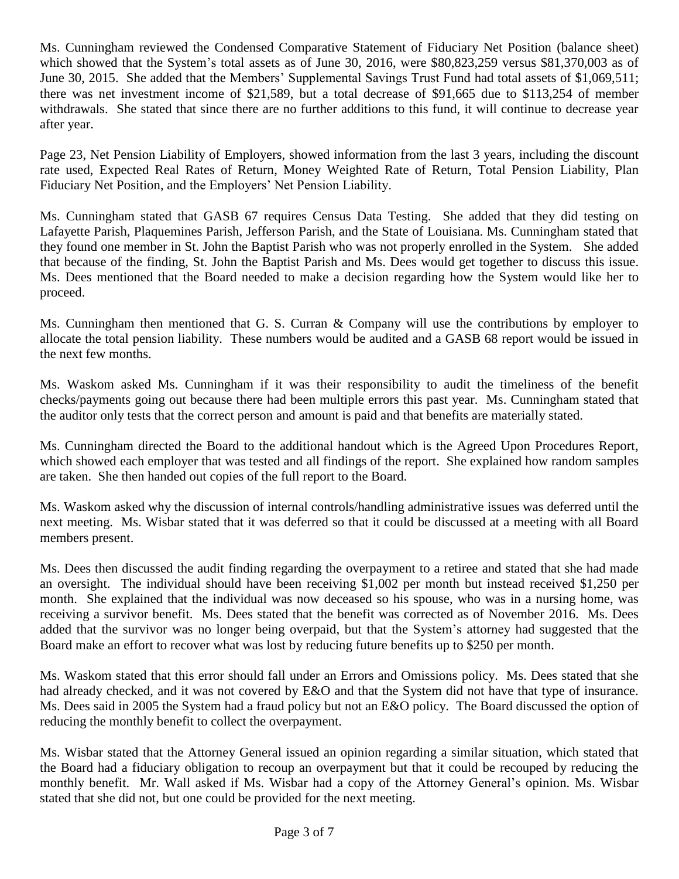Ms. Cunningham reviewed the Condensed Comparative Statement of Fiduciary Net Position (balance sheet) which showed that the System's total assets as of June 30, 2016, were $80,823,259 versus $81,370,003 as of June 30, 2015. She added that the Members' Supplemental Savings Trust Fund had total assets of $1,069,511; there was net investment income of $21,589, but a total decrease of $91,665 due to $113,254 of member withdrawals. She stated that since there are no further additions to this fund, it will continue to decrease year after year.

Page 23, Net Pension Liability of Employers, showed information from the last 3 years, including the discount rate used, Expected Real Rates of Return, Money Weighted Rate of Return, Total Pension Liability, Plan Fiduciary Net Position, and the Employers' Net Pension Liability.

Ms. Cunningham stated that GASB 67 requires Census Data Testing. She added that they did testing on Lafayette Parish, Plaquemines Parish, Jefferson Parish, and the State of Louisiana. Ms. Cunningham stated that they found one member in St. John the Baptist Parish who was not properly enrolled in the System. She added that because of the finding, St. John the Baptist Parish and Ms. Dees would get together to discuss this issue. Ms. Dees mentioned that the Board needed to make a decision regarding how the System would like her to proceed.

Ms. Cunningham then mentioned that G. S. Curran & Company will use the contributions by employer to allocate the total pension liability. These numbers would be audited and a GASB 68 report would be issued in the next few months.

Ms. Waskom asked Ms. Cunningham if it was their responsibility to audit the timeliness of the benefit checks/payments going out because there had been multiple errors this past year. Ms. Cunningham stated that the auditor only tests that the correct person and amount is paid and that benefits are materially stated.

Ms. Cunningham directed the Board to the additional handout which is the Agreed Upon Procedures Report, which showed each employer that was tested and all findings of the report. She explained how random samples are taken. She then handed out copies of the full report to the Board.

Ms. Waskom asked why the discussion of internal controls/handling administrative issues was deferred until the next meeting. Ms. Wisbar stated that it was deferred so that it could be discussed at a meeting with all Board members present.

Ms. Dees then discussed the audit finding regarding the overpayment to a retiree and stated that she had made an oversight. The individual should have been receiving $1,002 per month but instead received $1,250 per month. She explained that the individual was now deceased so his spouse, who was in a nursing home, was receiving a survivor benefit. Ms. Dees stated that the benefit was corrected as of November 2016. Ms. Dees added that the survivor was no longer being overpaid, but that the System's attorney had suggested that the Board make an effort to recover what was lost by reducing future benefits up to $250 per month.

Ms. Waskom stated that this error should fall under an Errors and Omissions policy. Ms. Dees stated that she had already checked, and it was not covered by E&O and that the System did not have that type of insurance. Ms. Dees said in 2005 the System had a fraud policy but not an E&O policy. The Board discussed the option of reducing the monthly benefit to collect the overpayment.

Ms. Wisbar stated that the Attorney General issued an opinion regarding a similar situation, which stated that the Board had a fiduciary obligation to recoup an overpayment but that it could be recouped by reducing the monthly benefit. Mr. Wall asked if Ms. Wisbar had a copy of the Attorney General's opinion. Ms. Wisbar stated that she did not, but one could be provided for the next meeting.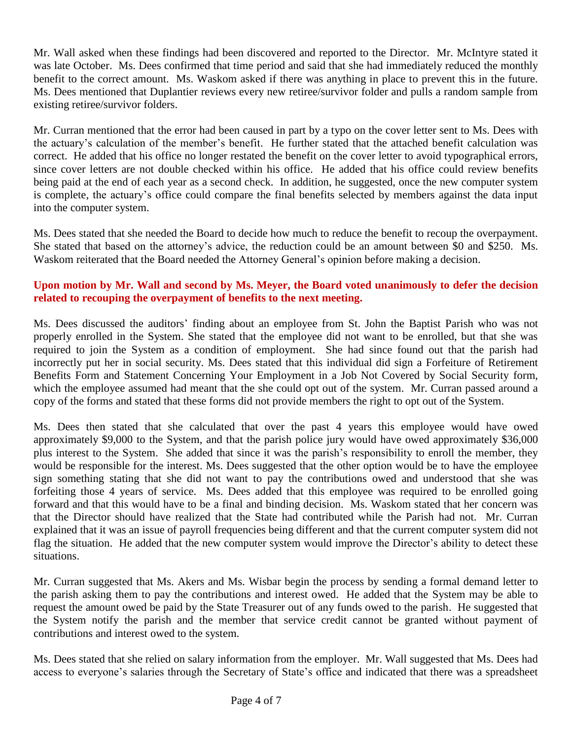Mr. Wall asked when these findings had been discovered and reported to the Director. Mr. McIntyre stated it was late October. Ms. Dees confirmed that time period and said that she had immediately reduced the monthly benefit to the correct amount. Ms. Waskom asked if there was anything in place to prevent this in the future. Ms. Dees mentioned that Duplantier reviews every new retiree/survivor folder and pulls a random sample from existing retiree/survivor folders.

Mr. Curran mentioned that the error had been caused in part by a typo on the cover letter sent to Ms. Dees with the actuary's calculation of the member's benefit. He further stated that the attached benefit calculation was correct. He added that his office no longer restated the benefit on the cover letter to avoid typographical errors, since cover letters are not double checked within his office. He added that his office could review benefits being paid at the end of each year as a second check. In addition, he suggested, once the new computer system is complete, the actuary's office could compare the final benefits selected by members against the data input into the computer system.

Ms. Dees stated that she needed the Board to decide how much to reduce the benefit to recoup the overpayment. She stated that based on the attorney's advice, the reduction could be an amount between $0 and $250. Ms. Waskom reiterated that the Board needed the Attorney General's opinion before making a decision.

**Upon motion by Mr. Wall and second by Ms. Meyer, the Board voted unanimously to defer the decision related to recouping the overpayment of benefits to the next meeting.**

Ms. Dees discussed the auditors' finding about an employee from St. John the Baptist Parish who was not properly enrolled in the System. She stated that the employee did not want to be enrolled, but that she was required to join the System as a condition of employment. She had since found out that the parish had incorrectly put her in social security. Ms. Dees stated that this individual did sign a Forfeiture of Retirement Benefits Form and Statement Concerning Your Employment in a Job Not Covered by Social Security form, which the employee assumed had meant that the she could opt out of the system. Mr. Curran passed around a copy of the forms and stated that these forms did not provide members the right to opt out of the System.

Ms. Dees then stated that she calculated that over the past 4 years this employee would have owed approximately $9,000 to the System, and that the parish police jury would have owed approximately $36,000 plus interest to the System. She added that since it was the parish's responsibility to enroll the member, they would be responsible for the interest. Ms. Dees suggested that the other option would be to have the employee sign something stating that she did not want to pay the contributions owed and understood that she was forfeiting those 4 years of service. Ms. Dees added that this employee was required to be enrolled going forward and that this would have to be a final and binding decision. Ms. Waskom stated that her concern was that the Director should have realized that the State had contributed while the Parish had not. Mr. Curran explained that it was an issue of payroll frequencies being different and that the current computer system did not flag the situation. He added that the new computer system would improve the Director's ability to detect these situations.

Mr. Curran suggested that Ms. Akers and Ms. Wisbar begin the process by sending a formal demand letter to the parish asking them to pay the contributions and interest owed. He added that the System may be able to request the amount owed be paid by the State Treasurer out of any funds owed to the parish. He suggested that the System notify the parish and the member that service credit cannot be granted without payment of contributions and interest owed to the system.

Ms. Dees stated that she relied on salary information from the employer. Mr. Wall suggested that Ms. Dees had access to everyone's salaries through the Secretary of State's office and indicated that there was a spreadsheet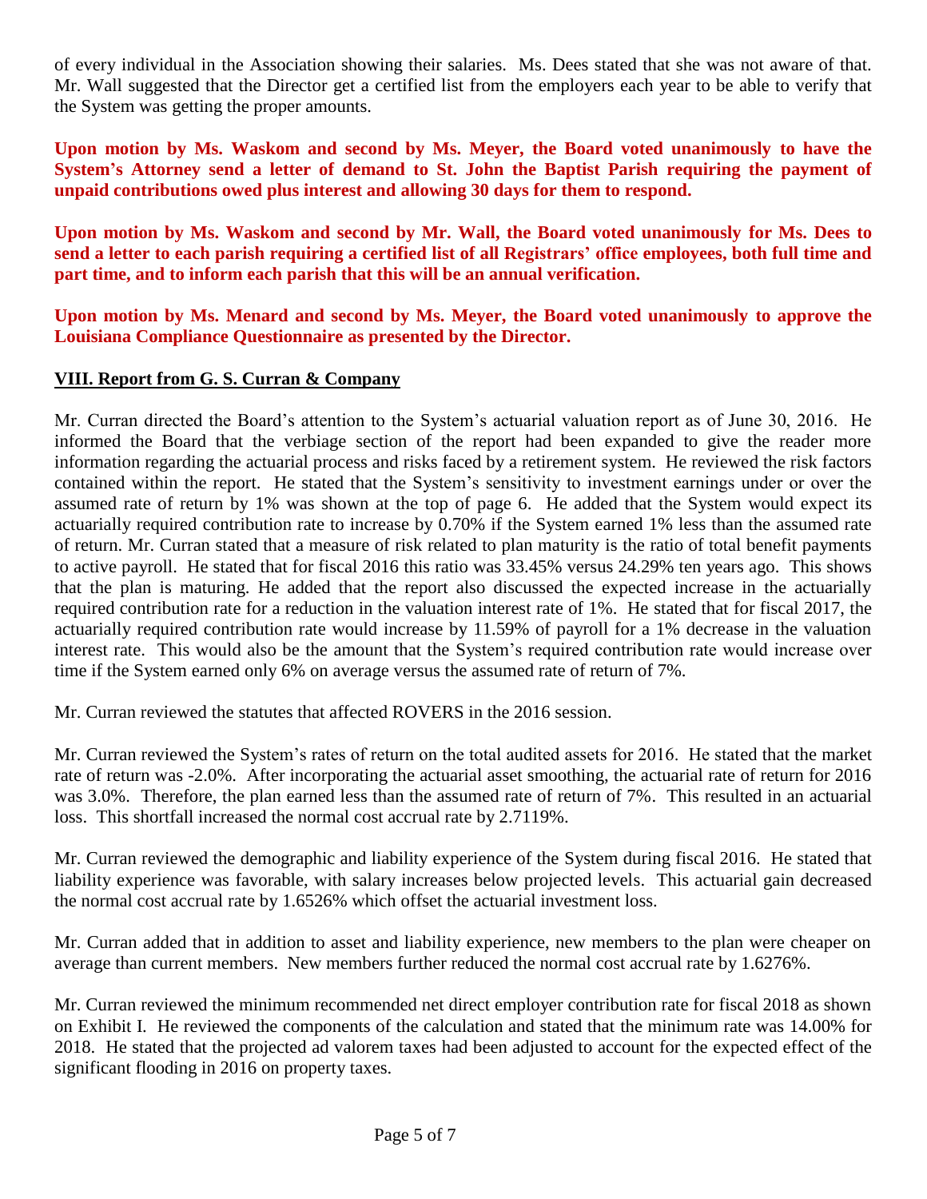of every individual in the Association showing their salaries. Ms. Dees stated that she was not aware of that. Mr. Wall suggested that the Director get a certified list from the employers each year to be able to verify that the System was getting the proper amounts.

**Upon motion by Ms. Waskom and second by Ms. Meyer, the Board voted unanimously to have the System's Attorney send a letter of demand to St. John the Baptist Parish requiring the payment of unpaid contributions owed plus interest and allowing 30 days for them to respond.**

**Upon motion by Ms. Waskom and second by Mr. Wall, the Board voted unanimously for Ms. Dees to send a letter to each parish requiring a certified list of all Registrars' office employees, both full time and part time, and to inform each parish that this will be an annual verification.**

**Upon motion by Ms. Menard and second by Ms. Meyer, the Board voted unanimously to approve the Louisiana Compliance Questionnaire as presented by the Director.**

## VIII. Report from G. S. Curran & Company

Mr. Curran directed the Board's attention to the System's actuarial valuation report as of June 30, 2016. He informed the Board that the verbiage section of the report had been expanded to give the reader more information regarding the actuarial process and risks faced by a retirement system. He reviewed the risk factors contained within the report. He stated that the System's sensitivity to investment earnings under or over the assumed rate of return by 1% was shown at the top of page 6. He added that the System would expect its actuarially required contribution rate to increase by 0.70% if the System earned 1% less than the assumed rate of return. Mr. Curran stated that a measure of risk related to plan maturity is the ratio of total benefit payments to active payroll. He stated that for fiscal 2016 this ratio was 33.45% versus 24.29% ten years ago. This shows that the plan is maturing. He added that the report also discussed the expected increase in the actuarially required contribution rate for a reduction in the valuation interest rate of 1%. He stated that for fiscal 2017, the actuarially required contribution rate would increase by 11.59% of payroll for a 1% decrease in the valuation interest rate. This would also be the amount that the System's required contribution rate would increase over time if the System earned only 6% on average versus the assumed rate of return of 7%.

Mr. Curran reviewed the statutes that affected ROVERS in the 2016 session.

Mr. Curran reviewed the System's rates of return on the total audited assets for 2016. He stated that the market rate of return was -2.0%. After incorporating the actuarial asset smoothing, the actuarial rate of return for 2016 was 3.0%. Therefore, the plan earned less than the assumed rate of return of 7%. This resulted in an actuarial loss. This shortfall increased the normal cost accrual rate by 2.7119%.

Mr. Curran reviewed the demographic and liability experience of the System during fiscal 2016. He stated that liability experience was favorable, with salary increases below projected levels. This actuarial gain decreased the normal cost accrual rate by 1.6526% which offset the actuarial investment loss.

Mr. Curran added that in addition to asset and liability experience, new members to the plan were cheaper on average than current members. New members further reduced the normal cost accrual rate by 1.6276%.

Mr. Curran reviewed the minimum recommended net direct employer contribution rate for fiscal 2018 as shown on Exhibit I. He reviewed the components of the calculation and stated that the minimum rate was 14.00% for 2018. He stated that the projected ad valorem taxes had been adjusted to account for the expected effect of the significant flooding in 2016 on property taxes.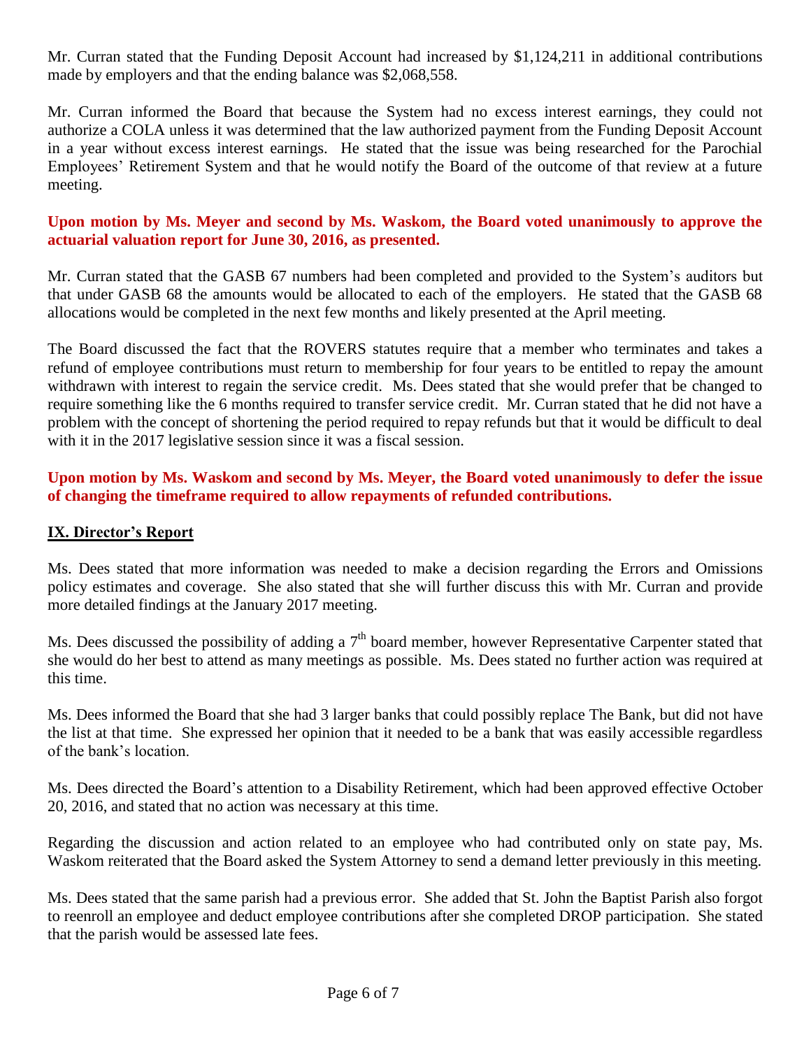Mr. Curran stated that the Funding Deposit Account had increased by $1,124,211 in additional contributions made by employers and that the ending balance was $2,068,558.

Mr. Curran informed the Board that because the System had no excess interest earnings, they could not authorize a COLA unless it was determined that the law authorized payment from the Funding Deposit Account in a year without excess interest earnings. He stated that the issue was being researched for the Parochial Employees' Retirement System and that he would notify the Board of the outcome of that review at a future meeting.

**Upon motion by Ms. Meyer and second by Ms. Waskom, the Board voted unanimously to approve the actuarial valuation report for June 30, 2016, as presented.**

Mr. Curran stated that the GASB 67 numbers had been completed and provided to the System's auditors but that under GASB 68 the amounts would be allocated to each of the employers. He stated that the GASB 68 allocations would be completed in the next few months and likely presented at the April meeting.

The Board discussed the fact that the ROVERS statutes require that a member who terminates and takes a refund of employee contributions must return to membership for four years to be entitled to repay the amount withdrawn with interest to regain the service credit. Ms. Dees stated that she would prefer that be changed to require something like the 6 months required to transfer service credit. Mr. Curran stated that he did not have a problem with the concept of shortening the period required to repay refunds but that it would be difficult to deal with it in the 2017 legislative session since it was a fiscal session.

**Upon motion by Ms. Waskom and second by Ms. Meyer, the Board voted unanimously to defer the issue of changing the timeframe required to allow repayments of refunded contributions.**

## IX. Director's Report

Ms. Dees stated that more information was needed to make a decision regarding the Errors and Omissions policy estimates and coverage. She also stated that she will further discuss this with Mr. Curran and provide more detailed findings at the January 2017 meeting.

Ms. Dees discussed the possibility of adding a 7th board member, however Representative Carpenter stated that she would do her best to attend as many meetings as possible. Ms. Dees stated no further action was required at this time.

Ms. Dees informed the Board that she had 3 larger banks that could possibly replace The Bank, but did not have the list at that time. She expressed her opinion that it needed to be a bank that was easily accessible regardless of the bank's location.

Ms. Dees directed the Board's attention to a Disability Retirement, which had been approved effective October 20, 2016, and stated that no action was necessary at this time.

Regarding the discussion and action related to an employee who had contributed only on state pay, Ms. Waskom reiterated that the Board asked the System Attorney to send a demand letter previously in this meeting.

Ms. Dees stated that the same parish had a previous error. She added that St. John the Baptist Parish also forgot to reenroll an employee and deduct employee contributions after she completed DROP participation. She stated that the parish would be assessed late fees.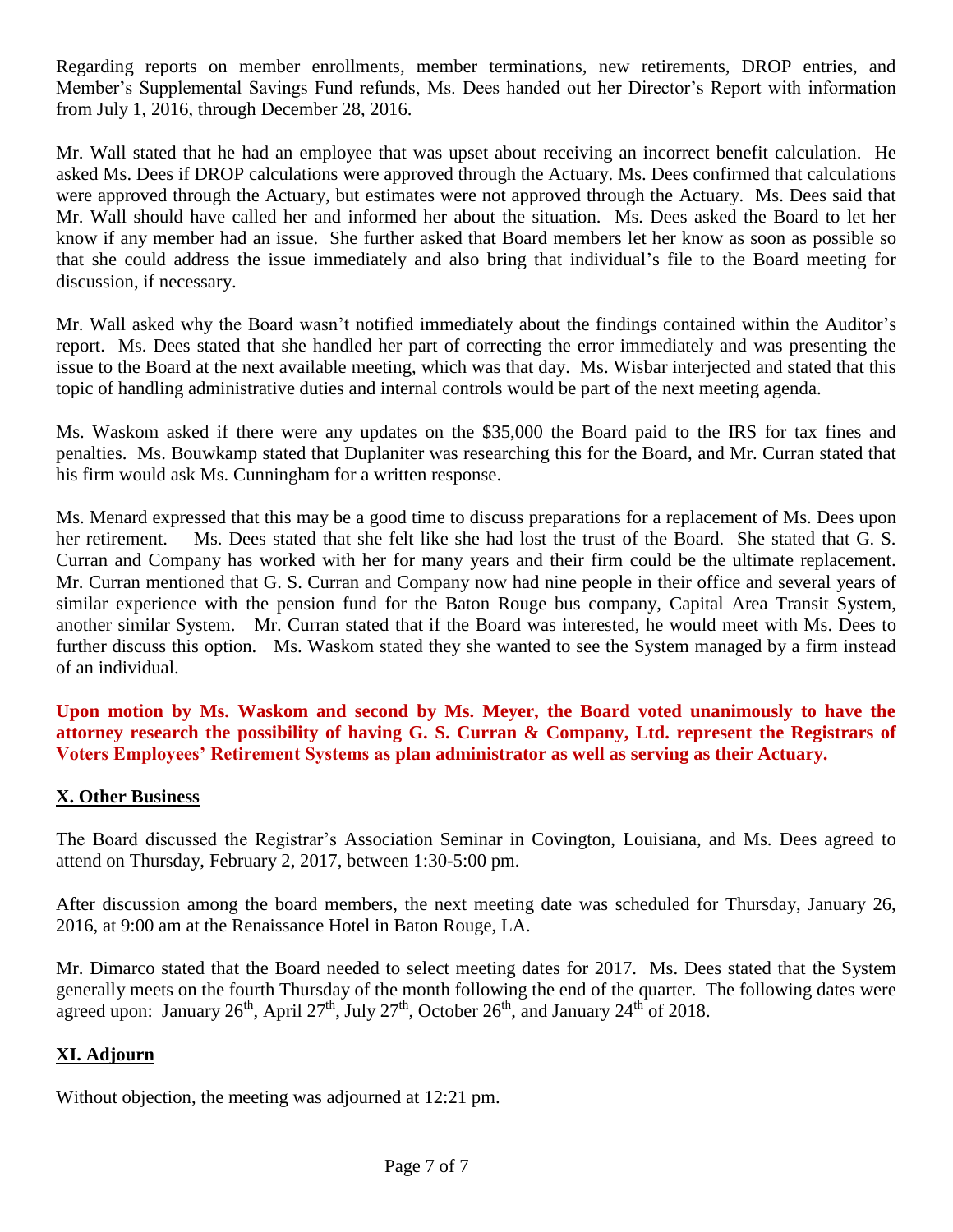Regarding reports on member enrollments, member terminations, new retirements, DROP entries, and Member's Supplemental Savings Fund refunds, Ms. Dees handed out her Director's Report with information from July 1, 2016, through December 28, 2016.

Mr. Wall stated that he had an employee that was upset about receiving an incorrect benefit calculation. He asked Ms. Dees if DROP calculations were approved through the Actuary. Ms. Dees confirmed that calculations were approved through the Actuary, but estimates were not approved through the Actuary. Ms. Dees said that Mr. Wall should have called her and informed her about the situation. Ms. Dees asked the Board to let her know if any member had an issue. She further asked that Board members let her know as soon as possible so that she could address the issue immediately and also bring that individual's file to the Board meeting for discussion, if necessary.

Mr. Wall asked why the Board wasn't notified immediately about the findings contained within the Auditor's report. Ms. Dees stated that she handled her part of correcting the error immediately and was presenting the issue to the Board at the next available meeting, which was that day. Ms. Wisbar interjected and stated that this topic of handling administrative duties and internal controls would be part of the next meeting agenda.

Ms. Waskom asked if there were any updates on the $35,000 the Board paid to the IRS for tax fines and penalties. Ms. Bouwkamp stated that Duplaniter was researching this for the Board, and Mr. Curran stated that his firm would ask Ms. Cunningham for a written response.

Ms. Menard expressed that this may be a good time to discuss preparations for a replacement of Ms. Dees upon her retirement. Ms. Dees stated that she felt like she had lost the trust of the Board. She stated that G. S. Curran and Company has worked with her for many years and their firm could be the ultimate replacement. Mr. Curran mentioned that G. S. Curran and Company now had nine people in their office and several years of similar experience with the pension fund for the Baton Rouge bus company, Capital Area Transit System, another similar System. Mr. Curran stated that if the Board was interested, he would meet with Ms. Dees to further discuss this option. Ms. Waskom stated they she wanted to see the System managed by a firm instead of an individual.

**Upon motion by Ms. Waskom and second by Ms. Meyer, the Board voted unanimously to have the attorney research the possibility of having G. S. Curran & Company, Ltd. represent the Registrars of Voters Employees' Retirement Systems as plan administrator as well as serving as their Actuary.**

## X. Other Business

The Board discussed the Registrar's Association Seminar in Covington, Louisiana, and Ms. Dees agreed to attend on Thursday, February 2, 2017, between 1:30-5:00 pm.

After discussion among the board members, the next meeting date was scheduled for Thursday, January 26, 2016, at 9:00 am at the Renaissance Hotel in Baton Rouge, LA.

Mr. Dimarco stated that the Board needed to select meeting dates for 2017. Ms. Dees stated that the System generally meets on the fourth Thursday of the month following the end of the quarter. The following dates were agreed upon: January 26th, April 27th, July 27th, October 26th, and January 24th of 2018.

## XI. Adjourn

Without objection, the meeting was adjourned at 12:21 pm.